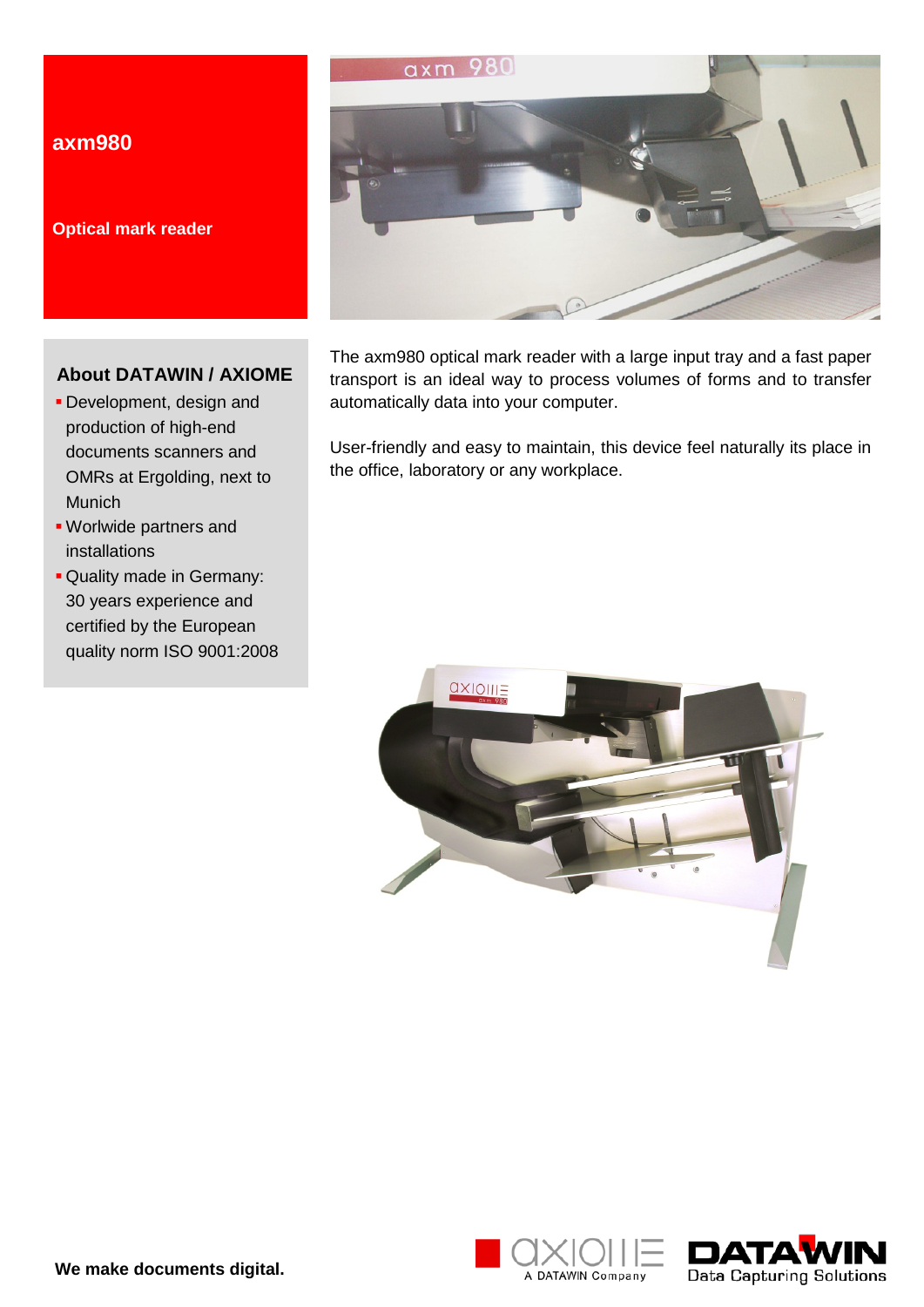# axm980

## Optical mark reader

### About DATAWIN / AXIOME

- Development, design and production of high-end documents scanners and OMRs at Ergolding, next to Munich
- Worlwide partners and installations
- Quality made in Germany: 30 years experience and certified by the European quality norm ISO 9001:2008

The axm980 optical mark reader with a large input tray and a fast paper transport is an ideal way to process volumes of forms and to transfer automatically data into your computer.

User-friendly and easy to maintain, this device feel naturally its place in the office, laboratory or any workplace.

**We make documents digital.**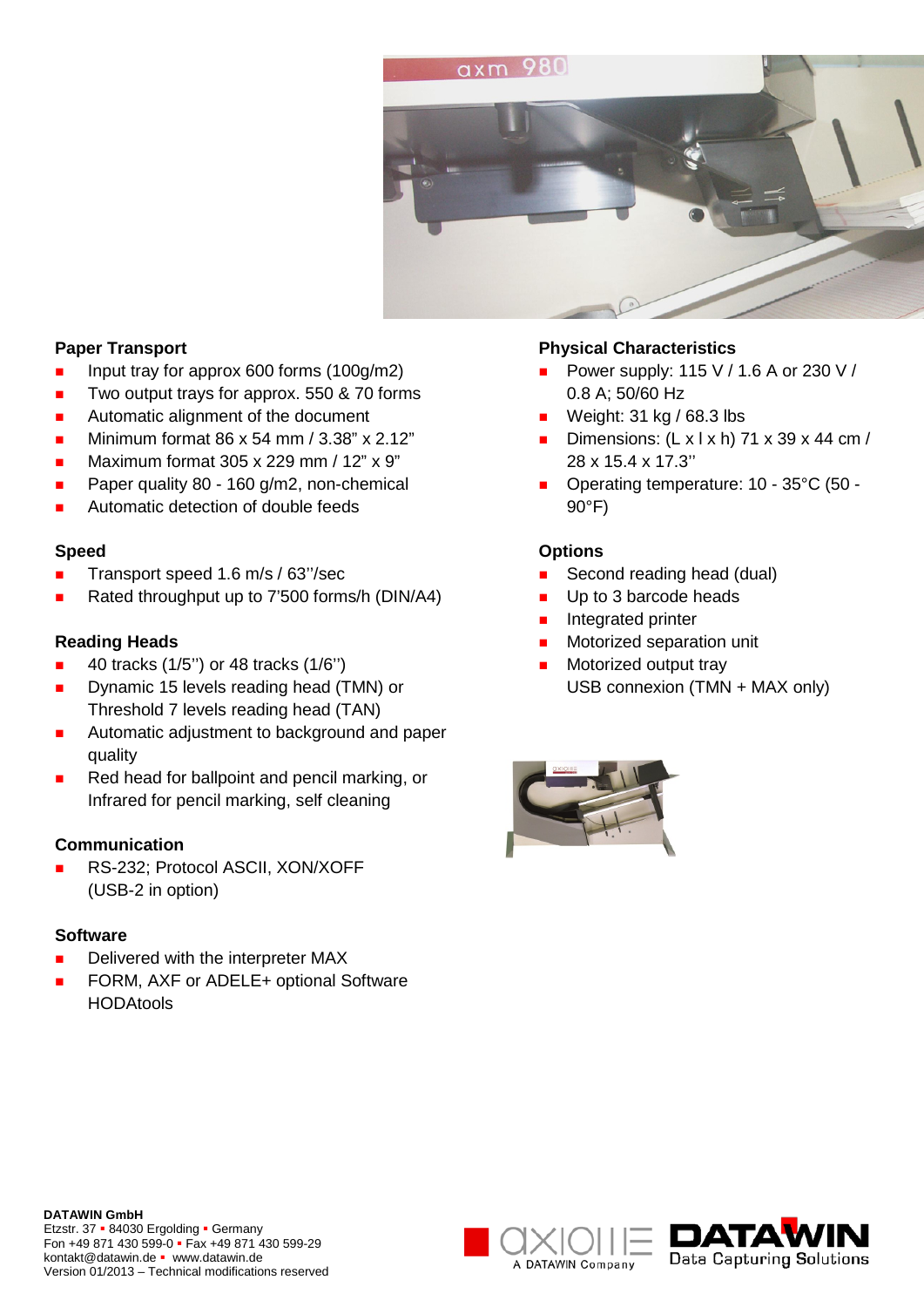## Paper Transport

- Input tray for approx 600 forms (100g/m2)
- Two output trays for approx. 550 & 70 forms
- Automatic alignment of the document
- Minimum format 86 x 54 mm / 3.38" x 2.12"
- Maximum format 305 x 229 mm / 12" x 9"
- Paper quality 80 - 160 g/m2, non-chemical
- Automatic detection of double feeds

## Speed

- Transport speed 1.6 m/s / 63''/sec
- Rated throughput up to 7'500 forms/h (DIN/A4)

## Reading Heads

- 40 tracks (1/5'') or 48 tracks (1/6'')
- Dynamic 15 levels reading head (TMN) or Threshold 7 levels reading head (TAN)
- Automatic adjustment to background and paper quality
- Red head for ballpoint and pencil marking, or Infrared for pencil marking, self cleaning

## Communication

- RS-232; Protocol ASCII, XON/XOFF (USB-2 in option)

## Software

- Delivered with the interpreter MAX
- FORM, AXF or ADELE+ optional Software HODAtools

## Physical Characteristics

- Power supply: 115 V / 1.6 A or 230 V / 0.8 A; 50/60 Hz
- Weight: 31 kg / 68.3 lbs
- Dimensions: (L x l x h) 71 x 39 x 44 cm / 28 x 15.4 x 17.3''
- Operating temperature: 10 - 35°C (50 - 90°F)

## Options

- Second reading head (dual)
- Up to 3 barcode heads
- Integrated printer
- Motorized separation unit
- Motorized output tray
  USB connexion (TMN + MAX only)

**DATAWIN GmbH**
Etzstr. 37 ▪ 84030 Ergolding ▪ Germany
Fon +49 871 430 599-0 ▪ Fax +49 871 430 599-29
kontakt@datawin.de ▪ www.datawin.de
Version 01/2013 – Technical modifications reserved

axiome – A DATAWIN Company

DATAWIN Data Capturing Solutions